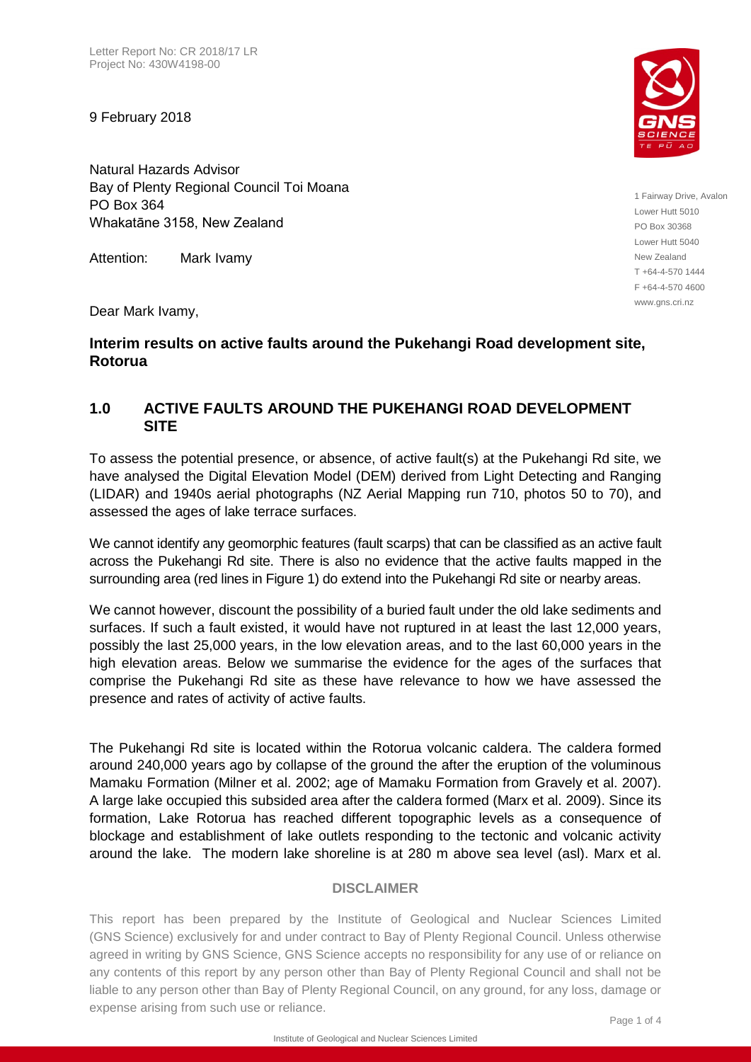Letter Report No: CR 2018/17 LR
Project No: 430W4198-00

9 February 2018

Natural Hazards Advisor
Bay of Plenty Regional Council Toi Moana
PO Box 364
Whakatāne 3158, New Zealand

Attention: Mark Ivamy

1 Fairway Drive, Avalon
Lower Hutt 5010
PO Box 30368
Lower Hutt 5040
New Zealand
T +64-4-570 1444
F +64-4-570 4600
www.gns.cri.nz

Dear Mark Ivamy,

**Interim results on active faults around the Pukehangi Road development site, Rotorua**

## 1.0 ACTIVE FAULTS AROUND THE PUKEHANGI ROAD DEVELOPMENT SITE

To assess the potential presence, or absence, of active fault(s) at the Pukehangi Rd site, we have analysed the Digital Elevation Model (DEM) derived from Light Detecting and Ranging (LIDAR) and 1940s aerial photographs (NZ Aerial Mapping run 710, photos 50 to 70), and assessed the ages of lake terrace surfaces.

We cannot identify any geomorphic features (fault scarps) that can be classified as an active fault across the Pukehangi Rd site. There is also no evidence that the active faults mapped in the surrounding area (red lines in Figure 1) do extend into the Pukehangi Rd site or nearby areas.

We cannot however, discount the possibility of a buried fault under the old lake sediments and surfaces. If such a fault existed, it would have not ruptured in at least the last 12,000 years, possibly the last 25,000 years, in the low elevation areas, and to the last 60,000 years in the high elevation areas. Below we summarise the evidence for the ages of the surfaces that comprise the Pukehangi Rd site as these have relevance to how we have assessed the presence and rates of activity of active faults.

The Pukehangi Rd site is located within the Rotorua volcanic caldera. The caldera formed around 240,000 years ago by collapse of the ground the after the eruption of the voluminous Mamaku Formation (Milner et al. 2002; age of Mamaku Formation from Gravely et al. 2007). A large lake occupied this subsided area after the caldera formed (Marx et al. 2009). Since its formation, Lake Rotorua has reached different topographic levels as a consequence of blockage and establishment of lake outlets responding to the tectonic and volcanic activity around the lake. The modern lake shoreline is at 280 m above sea level (asl). Marx et al.

**DISCLAIMER**

This report has been prepared by the Institute of Geological and Nuclear Sciences Limited (GNS Science) exclusively for and under contract to Bay of Plenty Regional Council. Unless otherwise agreed in writing by GNS Science, GNS Science accepts no responsibility for any use of or reliance on any contents of this report by any person other than Bay of Plenty Regional Council and shall not be liable to any person other than Bay of Plenty Regional Council, on any ground, for any loss, damage or expense arising from such use or reliance.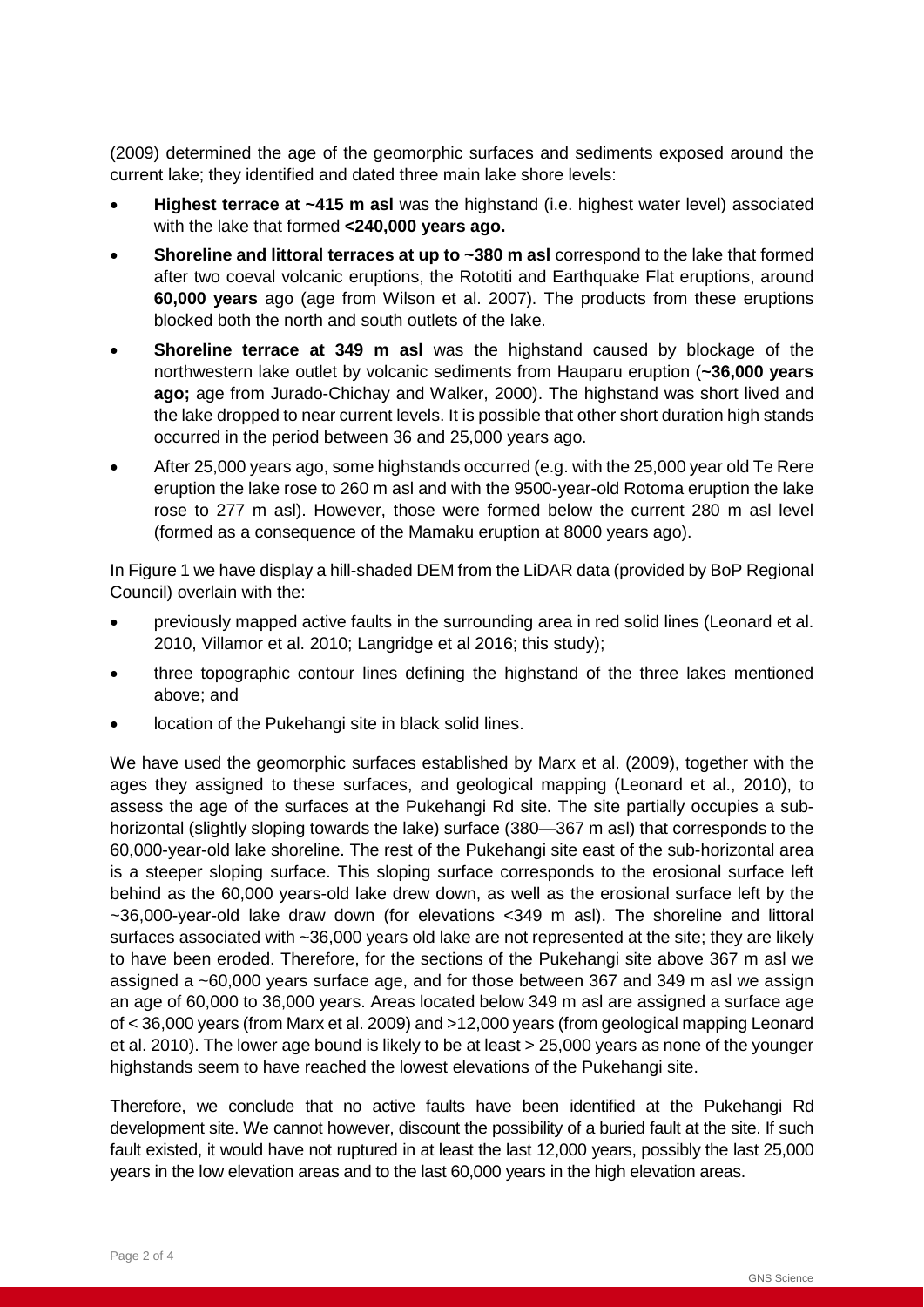(2009) determined the age of the geomorphic surfaces and sediments exposed around the current lake; they identified and dated three main lake shore levels:

- **Highest terrace at ~415 m asl** was the highstand (i.e. highest water level) associated with the lake that formed **<240,000 years ago.**
- **Shoreline and littoral terraces at up to ~380 m asl** correspond to the lake that formed after two coeval volcanic eruptions, the Rototiti and Earthquake Flat eruptions, around **60,000 years** ago (age from Wilson et al. 2007). The products from these eruptions blocked both the north and south outlets of the lake.
- **Shoreline terrace at 349 m asl** was the highstand caused by blockage of the northwestern lake outlet by volcanic sediments from Hauparu eruption (**~36,000 years ago;** age from Jurado-Chichay and Walker, 2000). The highstand was short lived and the lake dropped to near current levels. It is possible that other short duration high stands occurred in the period between 36 and 25,000 years ago.
- After 25,000 years ago, some highstands occurred (e.g. with the 25,000 year old Te Rere eruption the lake rose to 260 m asl and with the 9500-year-old Rotoma eruption the lake rose to 277 m asl). However, those were formed below the current 280 m asl level (formed as a consequence of the Mamaku eruption at 8000 years ago).

In Figure 1 we have display a hill-shaded DEM from the LiDAR data (provided by BoP Regional Council) overlain with the:

- previously mapped active faults in the surrounding area in red solid lines (Leonard et al. 2010, Villamor et al. 2010; Langridge et al 2016; this study);
- three topographic contour lines defining the highstand of the three lakes mentioned above; and
- location of the Pukehangi site in black solid lines.

We have used the geomorphic surfaces established by Marx et al. (2009), together with the ages they assigned to these surfaces, and geological mapping (Leonard et al., 2010), to assess the age of the surfaces at the Pukehangi Rd site. The site partially occupies a sub-horizontal (slightly sloping towards the lake) surface (380—367 m asl) that corresponds to the 60,000-year-old lake shoreline. The rest of the Pukehangi site east of the sub-horizontal area is a steeper sloping surface. This sloping surface corresponds to the erosional surface left behind as the 60,000 years-old lake drew down, as well as the erosional surface left by the ~36,000-year-old lake draw down (for elevations <349 m asl). The shoreline and littoral surfaces associated with ~36,000 years old lake are not represented at the site; they are likely to have been eroded. Therefore, for the sections of the Pukehangi site above 367 m asl we assigned a ~60,000 years surface age, and for those between 367 and 349 m asl we assign an age of 60,000 to 36,000 years. Areas located below 349 m asl are assigned a surface age of < 36,000 years (from Marx et al. 2009) and >12,000 years (from geological mapping Leonard et al. 2010). The lower age bound is likely to be at least > 25,000 years as none of the younger highstands seem to have reached the lowest elevations of the Pukehangi site.

Therefore, we conclude that no active faults have been identified at the Pukehangi Rd development site. We cannot however, discount the possibility of a buried fault at the site. If such fault existed, it would have not ruptured in at least the last 12,000 years, possibly the last 25,000 years in the low elevation areas and to the last 60,000 years in the high elevation areas.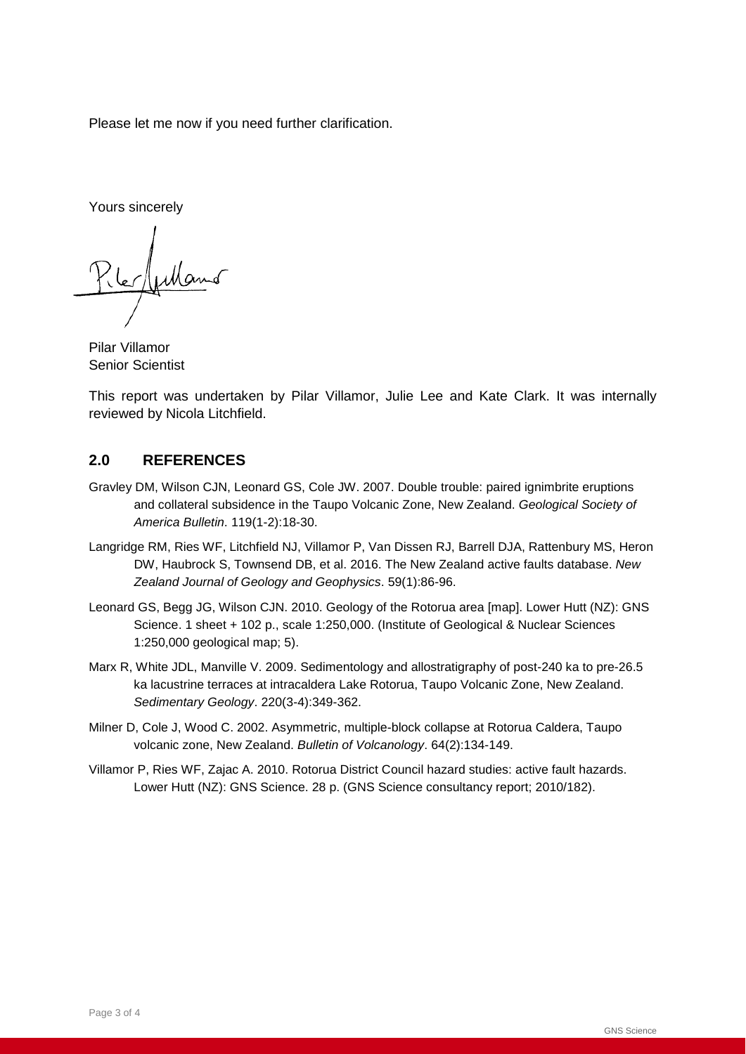Please let me now if you need further clarification.

Yours sincerely

Pilar Villamor
Senior Scientist

This report was undertaken by Pilar Villamor, Julie Lee and Kate Clark. It was internally reviewed by Nicola Litchfield.

## 2.0 REFERENCES

Gravley DM, Wilson CJN, Leonard GS, Cole JW. 2007. Double trouble: paired ignimbrite eruptions and collateral subsidence in the Taupo Volcanic Zone, New Zealand. *Geological Society of America Bulletin*. 119(1-2):18-30.

Langridge RM, Ries WF, Litchfield NJ, Villamor P, Van Dissen RJ, Barrell DJA, Rattenbury MS, Heron DW, Haubrock S, Townsend DB, et al. 2016. The New Zealand active faults database. *New Zealand Journal of Geology and Geophysics*. 59(1):86-96.

Leonard GS, Begg JG, Wilson CJN. 2010. Geology of the Rotorua area [map]. Lower Hutt (NZ): GNS Science. 1 sheet + 102 p., scale 1:250,000. (Institute of Geological & Nuclear Sciences 1:250,000 geological map; 5).

Marx R, White JDL, Manville V. 2009. Sedimentology and allostratigraphy of post-240 ka to pre-26.5 ka lacustrine terraces at intracaldera Lake Rotorua, Taupo Volcanic Zone, New Zealand. *Sedimentary Geology*. 220(3-4):349-362.

Milner D, Cole J, Wood C. 2002. Asymmetric, multiple-block collapse at Rotorua Caldera, Taupo volcanic zone, New Zealand. *Bulletin of Volcanology*. 64(2):134-149.

Villamor P, Ries WF, Zajac A. 2010. Rotorua District Council hazard studies: active fault hazards. Lower Hutt (NZ): GNS Science. 28 p. (GNS Science consultancy report; 2010/182).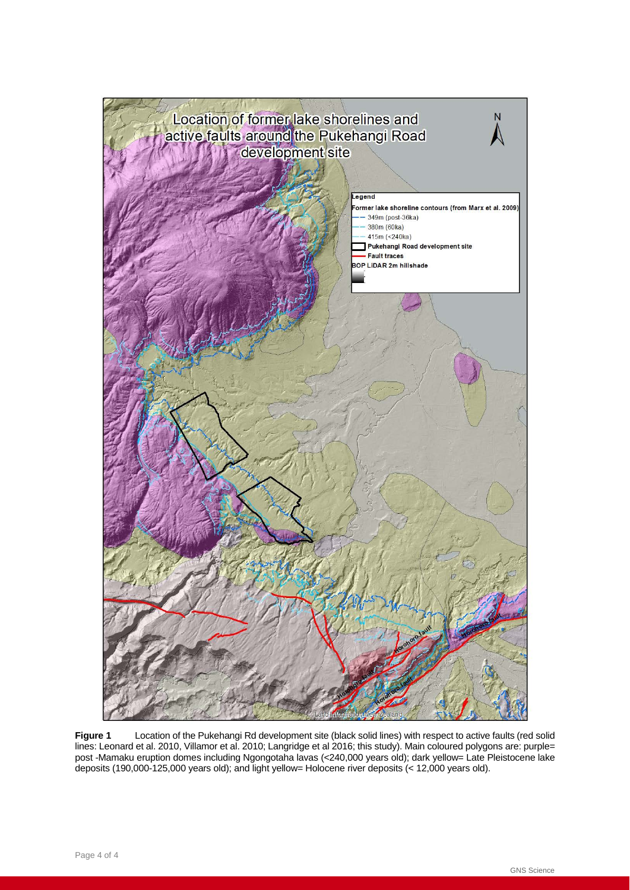Location of former lake shorelines and active faults around the Pukehangi Road development site

N

Legend

Former lake shoreline contours (from Marx et al. 2009)

349m (post-36ka)

380m (60ka)

415m (<240ka)

Pukehangi Road development site

Fault traces

BOP LiDAR 2m hillshade

Horohoro fault

Horohoro fault

Horohoro fault

Horohoro fault

Land Information New Zealand

**Figure 1** Location of the Pukehangi Rd development site (black solid lines) with respect to active faults (red solid lines: Leonard et al. 2010, Villamor et al. 2010; Langridge et al 2016; this study). Main coloured polygons are: purple= post -Mamaku eruption domes including Ngongotaha lavas (<240,000 years old); dark yellow= Late Pleistocene lake deposits (190,000-125,000 years old); and light yellow= Holocene river deposits (< 12,000 years old).